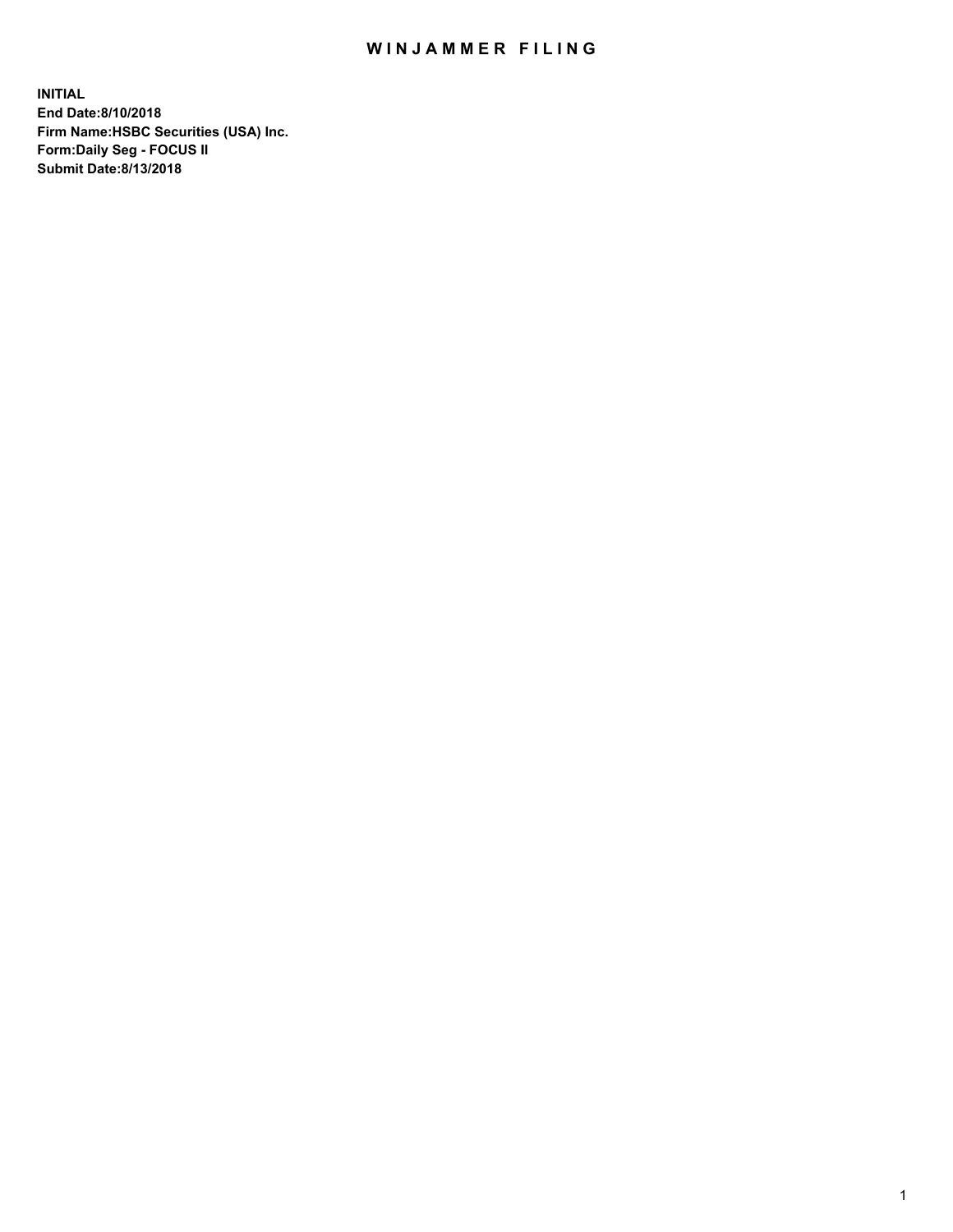# WINJAMMER FILING

**INITIAL**
**End Date:8/10/2018**
**Firm Name:HSBC Securities (USA) Inc.**
**Form:Daily Seg - FOCUS II**
**Submit Date:8/13/2018**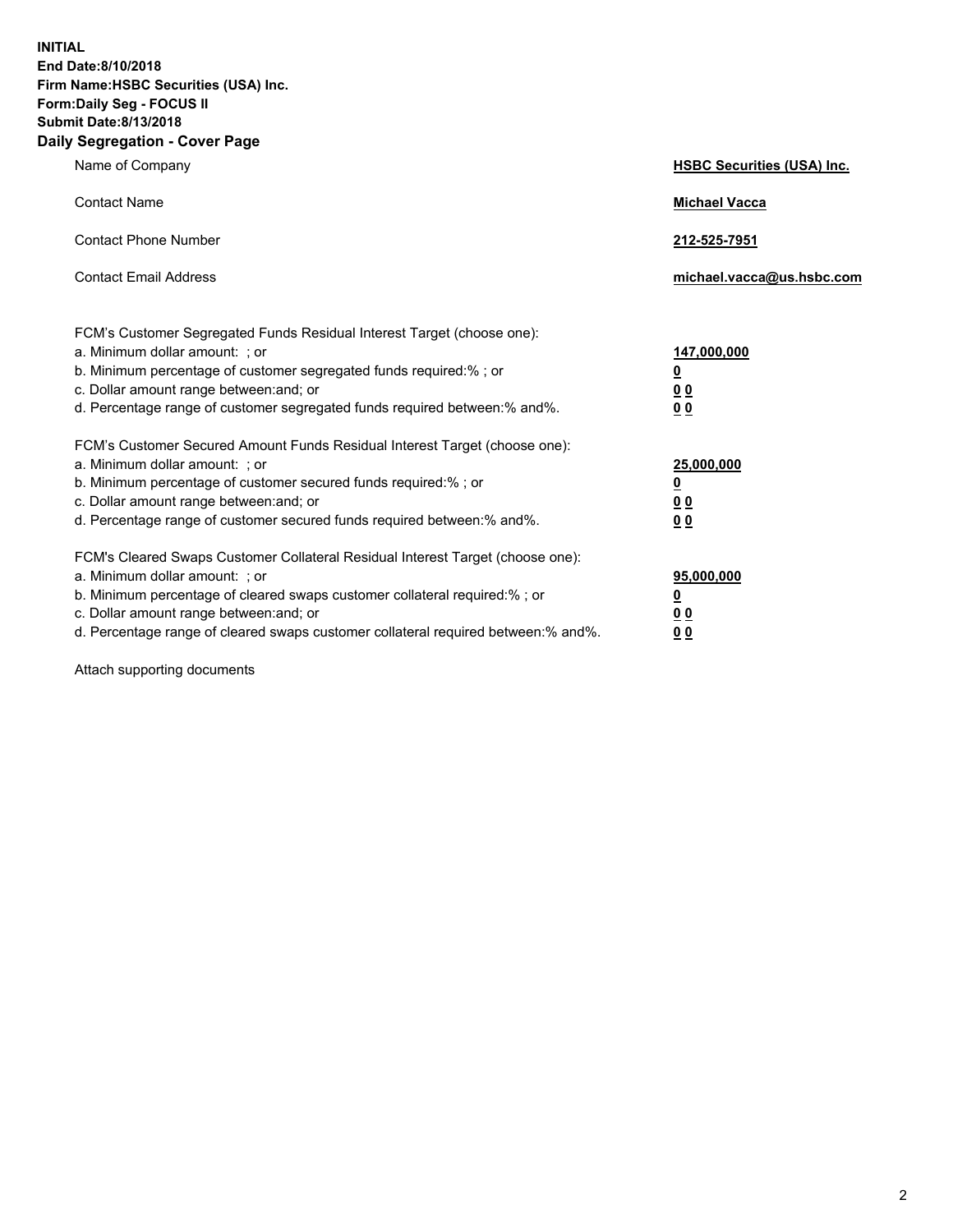**INITIAL**
**End Date:8/10/2018**
**Firm Name:HSBC Securities (USA) Inc.**
**Form:Daily Seg - FOCUS II**
**Submit Date:8/13/2018**

## Daily Segregation - Cover Page

| | |
|---|---|
| Name of Company | **HSBC Securities (USA) Inc.** |
| Contact Name | **Michael Vacca** |
| Contact Phone Number | **212-525-7951** |
| Contact Email Address | **michael.vacca@us.hsbc.com** |

| | |
|---|---|
| FCM's Customer Segregated Funds Residual Interest Target (choose one): | |
| a. Minimum dollar amount: ; or | **147,000,000** |
| b. Minimum percentage of customer segregated funds required:% ; or | **0** |
| c. Dollar amount range between:and; or | **0 0** |
| d. Percentage range of customer segregated funds required between:% and%. | **0 0** |
| FCM's Customer Secured Amount Funds Residual Interest Target (choose one): | |
| a. Minimum dollar amount: ; or | **25,000,000** |
| b. Minimum percentage of customer secured funds required:% ; or | **0** |
| c. Dollar amount range between:and; or | **0 0** |
| d. Percentage range of customer secured funds required between:% and%. | **0 0** |
| FCM's Cleared Swaps Customer Collateral Residual Interest Target (choose one): | |
| a. Minimum dollar amount: ; or | **95,000,000** |
| b. Minimum percentage of cleared swaps customer collateral required:% ; or | **0** |
| c. Dollar amount range between:and; or | **0 0** |
| d. Percentage range of cleared swaps customer collateral required between:% and%. | **0 0** |

Attach supporting documents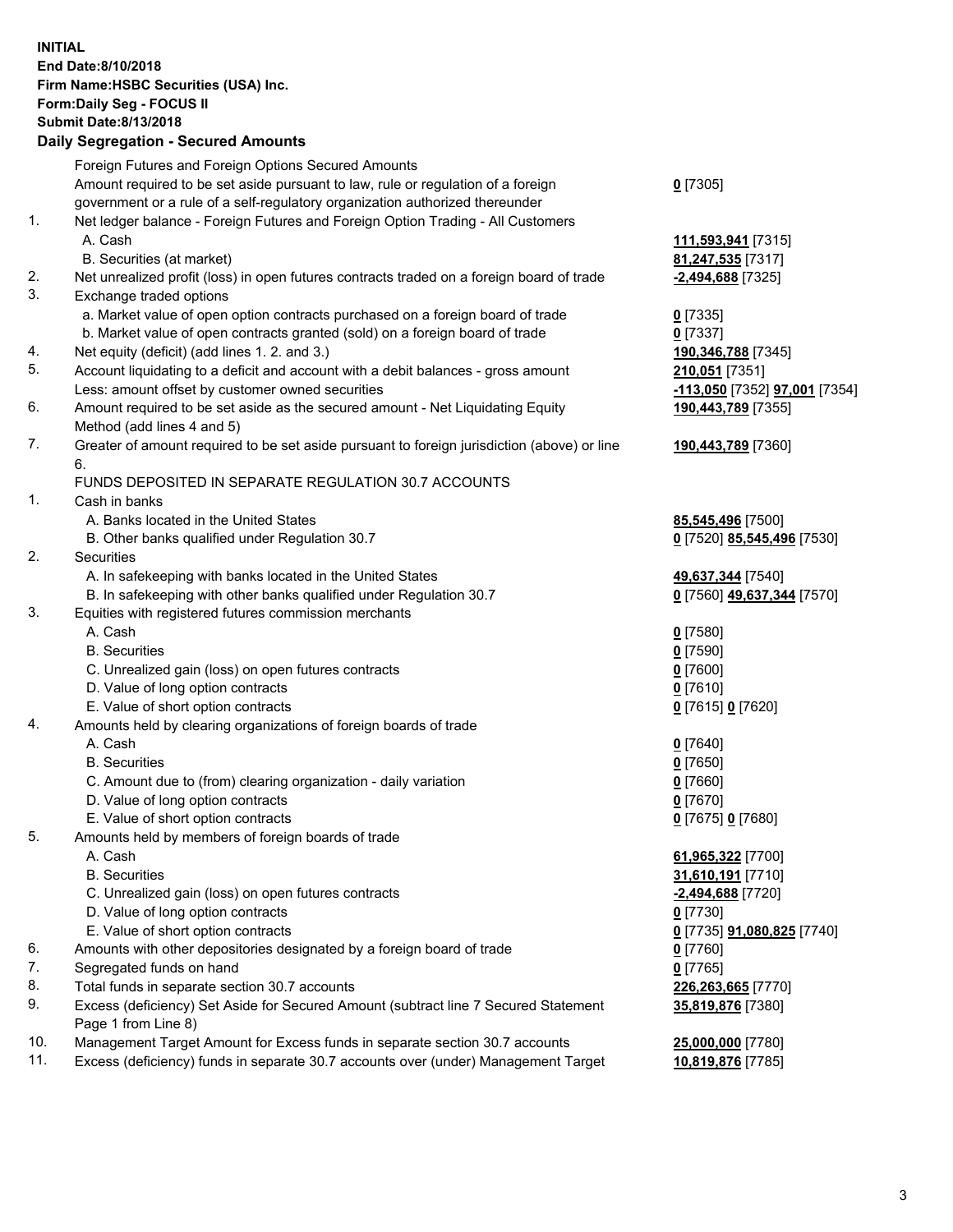**INITIAL**
**End Date:8/10/2018**
**Firm Name:HSBC Securities (USA) Inc.**
**Form:Daily Seg - FOCUS II**
**Submit Date:8/13/2018**

## Daily Segregation - Secured Amounts

| | | |
|---|---|---|
| | Foreign Futures and Foreign Options Secured Amounts | |
| | Amount required to be set aside pursuant to law, rule or regulation of a foreign government or a rule of a self-regulatory organization authorized thereunder | **0** [7305] |
| 1. | Net ledger balance - Foreign Futures and Foreign Option Trading - All Customers | |
| | A. Cash | **111,593,941** [7315] |
| | B. Securities (at market) | **81,247,535** [7317] |
| 2. | Net unrealized profit (loss) in open futures contracts traded on a foreign board of trade | **-2,494,688** [7325] |
| 3. | Exchange traded options | |
| | a. Market value of open option contracts purchased on a foreign board of trade | **0** [7335] |
| | b. Market value of open contracts granted (sold) on a foreign board of trade | **0** [7337] |
| 4. | Net equity (deficit) (add lines 1. 2. and 3.) | **190,346,788** [7345] |
| 5. | Account liquidating to a deficit and account with a debit balances - gross amount | **210,051** [7351] |
| | Less: amount offset by customer owned securities | **-113,050** [7352] **97,001** [7354] |
| 6. | Amount required to be set aside as the secured amount - Net Liquidating Equity Method (add lines 4 and 5) | **190,443,789** [7355] |
| 7. | Greater of amount required to be set aside pursuant to foreign jurisdiction (above) or line 6. | **190,443,789** [7360] |
| | FUNDS DEPOSITED IN SEPARATE REGULATION 30.7 ACCOUNTS | |
| 1. | Cash in banks | |
| | A. Banks located in the United States | **85,545,496** [7500] |
| | B. Other banks qualified under Regulation 30.7 | **0** [7520] **85,545,496** [7530] |
| 2. | Securities | |
| | A. In safekeeping with banks located in the United States | **49,637,344** [7540] |
| | B. In safekeeping with other banks qualified under Regulation 30.7 | **0** [7560] **49,637,344** [7570] |
| 3. | Equities with registered futures commission merchants | |
| | A. Cash | **0** [7580] |
| | B. Securities | **0** [7590] |
| | C. Unrealized gain (loss) on open futures contracts | **0** [7600] |
| | D. Value of long option contracts | **0** [7610] |
| | E. Value of short option contracts | **0** [7615] **0** [7620] |
| 4. | Amounts held by clearing organizations of foreign boards of trade | |
| | A. Cash | **0** [7640] |
| | B. Securities | **0** [7650] |
| | C. Amount due to (from) clearing organization - daily variation | **0** [7660] |
| | D. Value of long option contracts | **0** [7670] |
| | E. Value of short option contracts | **0** [7675] **0** [7680] |
| 5. | Amounts held by members of foreign boards of trade | |
| | A. Cash | **61,965,322** [7700] |
| | B. Securities | **31,610,191** [7710] |
| | C. Unrealized gain (loss) on open futures contracts | **-2,494,688** [7720] |
| | D. Value of long option contracts | **0** [7730] |
| | E. Value of short option contracts | **0** [7735] **91,080,825** [7740] |
| 6. | Amounts with other depositories designated by a foreign board of trade | **0** [7760] |
| 7. | Segregated funds on hand | **0** [7765] |
| 8. | Total funds in separate section 30.7 accounts | **226,263,665** [7770] |
| 9. | Excess (deficiency) Set Aside for Secured Amount (subtract line 7 Secured Statement Page 1 from Line 8) | **35,819,876** [7380] |
| 10. | Management Target Amount for Excess funds in separate section 30.7 accounts | **25,000,000** [7780] |
| 11. | Excess (deficiency) funds in separate 30.7 accounts over (under) Management Target | **10,819,876** [7785] |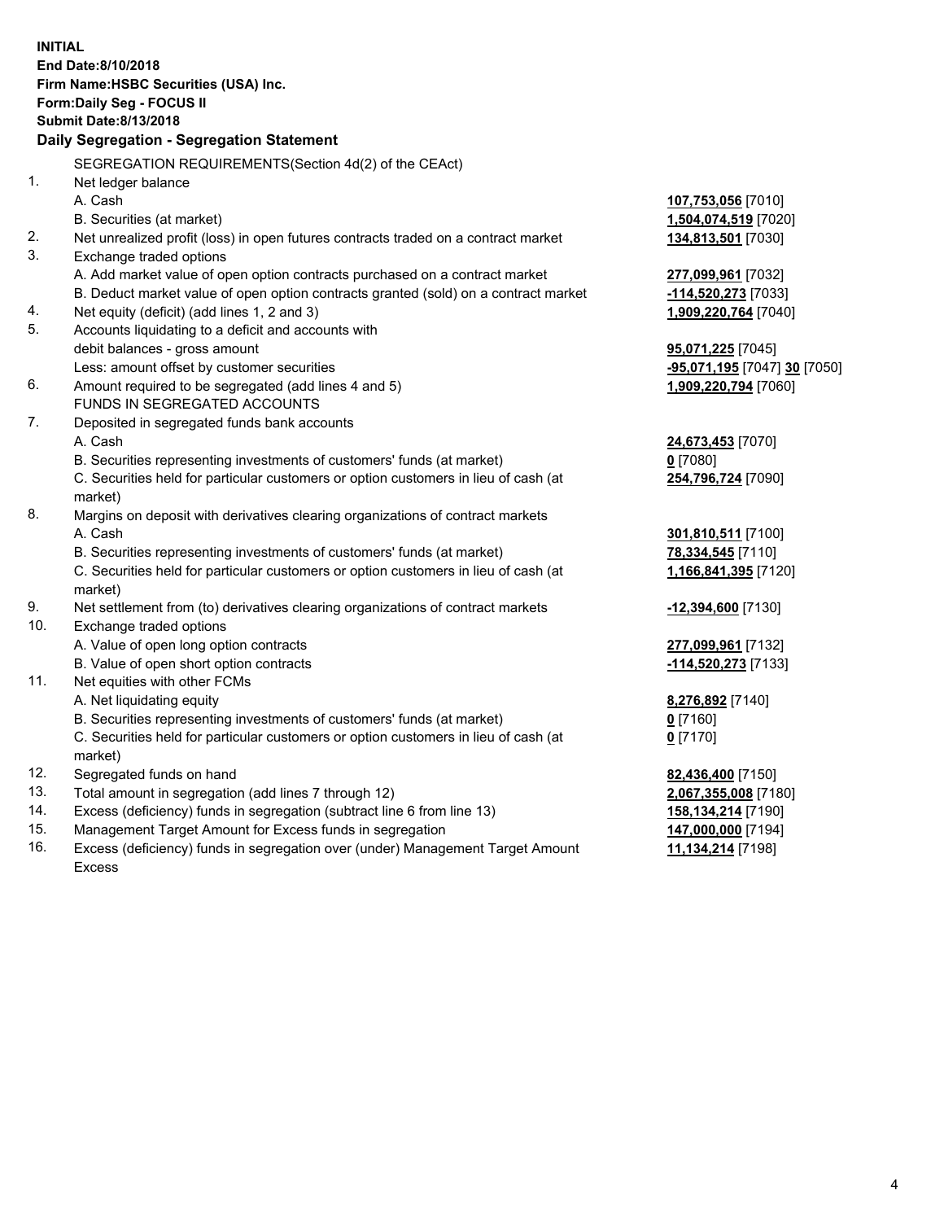**INITIAL**
**End Date:8/10/2018**
**Firm Name:HSBC Securities (USA) Inc.**
**Form:Daily Seg - FOCUS II**
**Submit Date:8/13/2018**

## Daily Segregation - Segregation Statement

SEGREGATION REQUIREMENTS(Section 4d(2) of the CEAct)

| | | |
|---|---|---|
| 1. | Net ledger balance | |
| | A. Cash | **107,753,056** [7010] |
| | B. Securities (at market) | **1,504,074,519** [7020] |
| 2. | Net unrealized profit (loss) in open futures contracts traded on a contract market | **134,813,501** [7030] |
| 3. | Exchange traded options | |
| | A. Add market value of open option contracts purchased on a contract market | **277,099,961** [7032] |
| | B. Deduct market value of open option contracts granted (sold) on a contract market | **-114,520,273** [7033] |
| 4. | Net equity (deficit) (add lines 1, 2 and 3) | **1,909,220,764** [7040] |
| 5. | Accounts liquidating to a deficit and accounts with debit balances - gross amount | **95,071,225** [7045] |
| | Less: amount offset by customer securities | **-95,071,195** [7047] **30** [7050] |
| 6. | Amount required to be segregated (add lines 4 and 5) | **1,909,220,794** [7060] |
| | FUNDS IN SEGREGATED ACCOUNTS | |
| 7. | Deposited in segregated funds bank accounts | |
| | A. Cash | **24,673,453** [7070] |
| | B. Securities representing investments of customers' funds (at market) | **0** [7080] |
| | C. Securities held for particular customers or option customers in lieu of cash (at market) | **254,796,724** [7090] |
| 8. | Margins on deposit with derivatives clearing organizations of contract markets | |
| | A. Cash | **301,810,511** [7100] |
| | B. Securities representing investments of customers' funds (at market) | **78,334,545** [7110] |
| | C. Securities held for particular customers or option customers in lieu of cash (at market) | **1,166,841,395** [7120] |
| 9. | Net settlement from (to) derivatives clearing organizations of contract markets | **-12,394,600** [7130] |
| 10. | Exchange traded options | |
| | A. Value of open long option contracts | **277,099,961** [7132] |
| | B. Value of open short option contracts | **-114,520,273** [7133] |
| 11. | Net equities with other FCMs | |
| | A. Net liquidating equity | **8,276,892** [7140] |
| | B. Securities representing investments of customers' funds (at market) | **0** [7160] |
| | C. Securities held for particular customers or option customers in lieu of cash (at market) | **0** [7170] |
| 12. | Segregated funds on hand | **82,436,400** [7150] |
| 13. | Total amount in segregation (add lines 7 through 12) | **2,067,355,008** [7180] |
| 14. | Excess (deficiency) funds in segregation (subtract line 6 from line 13) | **158,134,214** [7190] |
| 15. | Management Target Amount for Excess funds in segregation | **147,000,000** [7194] |
| 16. | Excess (deficiency) funds in segregation over (under) Management Target Amount Excess | **11,134,214** [7198] |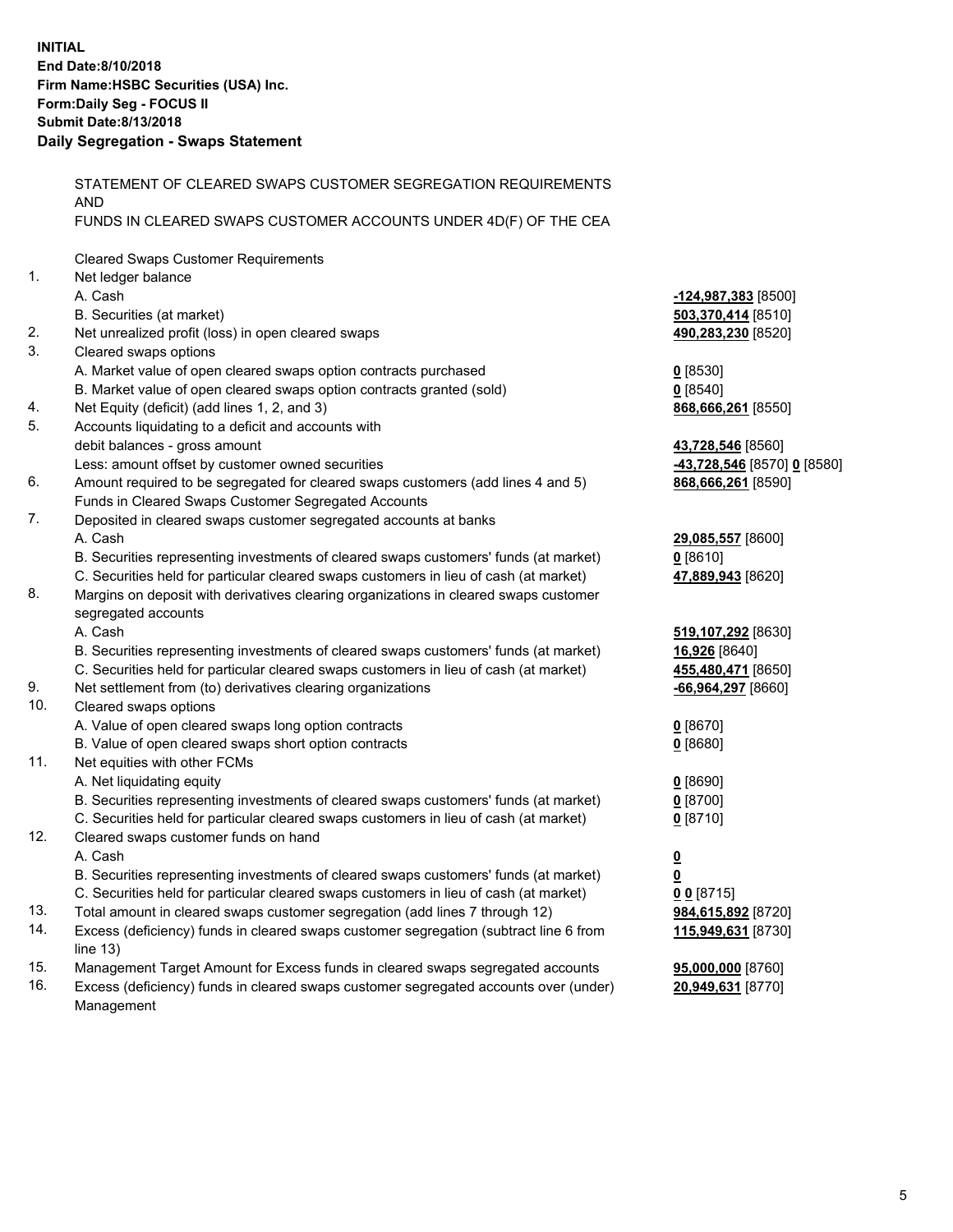**INITIAL**
**End Date:8/10/2018**
**Firm Name:HSBC Securities (USA) Inc.**
**Form:Daily Seg - FOCUS II**
**Submit Date:8/13/2018**
**Daily Segregation - Swaps Statement**

STATEMENT OF CLEARED SWAPS CUSTOMER SEGREGATION REQUIREMENTS AND FUNDS IN CLEARED SWAPS CUSTOMER ACCOUNTS UNDER 4D(F) OF THE CEA

| | | |
|---|---|---|
| | Cleared Swaps Customer Requirements | |
| 1. | Net ledger balance | |
| | A. Cash | **-124,987,383** [8500] |
| | B. Securities (at market) | **503,370,414** [8510] |
| 2. | Net unrealized profit (loss) in open cleared swaps | **490,283,230** [8520] |
| 3. | Cleared swaps options | |
| | A. Market value of open cleared swaps option contracts purchased | **0** [8530] |
| | B. Market value of open cleared swaps option contracts granted (sold) | **0** [8540] |
| 4. | Net Equity (deficit) (add lines 1, 2, and 3) | **868,666,261** [8550] |
| 5. | Accounts liquidating to a deficit and accounts with | |
| | debit balances - gross amount | **43,728,546** [8560] |
| | Less: amount offset by customer owned securities | **-43,728,546** [8570] **0** [8580] |
| 6. | Amount required to be segregated for cleared swaps customers (add lines 4 and 5) | **868,666,261** [8590] |
| | Funds in Cleared Swaps Customer Segregated Accounts | |
| 7. | Deposited in cleared swaps customer segregated accounts at banks | |
| | A. Cash | **29,085,557** [8600] |
| | B. Securities representing investments of cleared swaps customers' funds (at market) | **0** [8610] |
| | C. Securities held for particular cleared swaps customers in lieu of cash (at market) | **47,889,943** [8620] |
| 8. | Margins on deposit with derivatives clearing organizations in cleared swaps customer segregated accounts | |
| | A. Cash | **519,107,292** [8630] |
| | B. Securities representing investments of cleared swaps customers' funds (at market) | **16,926** [8640] |
| | C. Securities held for particular cleared swaps customers in lieu of cash (at market) | **455,480,471** [8650] |
| 9. | Net settlement from (to) derivatives clearing organizations | **-66,964,297** [8660] |
| 10. | Cleared swaps options | |
| | A. Value of open cleared swaps long option contracts | **0** [8670] |
| | B. Value of open cleared swaps short option contracts | **0** [8680] |
| 11. | Net equities with other FCMs | |
| | A. Net liquidating equity | **0** [8690] |
| | B. Securities representing investments of cleared swaps customers' funds (at market) | **0** [8700] |
| | C. Securities held for particular cleared swaps customers in lieu of cash (at market) | **0** [8710] |
| 12. | Cleared swaps customer funds on hand | |
| | A. Cash | **0** |
| | B. Securities representing investments of cleared swaps customers' funds (at market) | **0** |
| | C. Securities held for particular cleared swaps customers in lieu of cash (at market) | **0** **0** [8715] |
| 13. | Total amount in cleared swaps customer segregation (add lines 7 through 12) | **984,615,892** [8720] |
| 14. | Excess (deficiency) funds in cleared swaps customer segregation (subtract line 6 from line 13) | **115,949,631** [8730] |
| 15. | Management Target Amount for Excess funds in cleared swaps segregated accounts | **95,000,000** [8760] |
| 16. | Excess (deficiency) funds in cleared swaps customer segregated accounts over (under) Management | **20,949,631** [8770] |